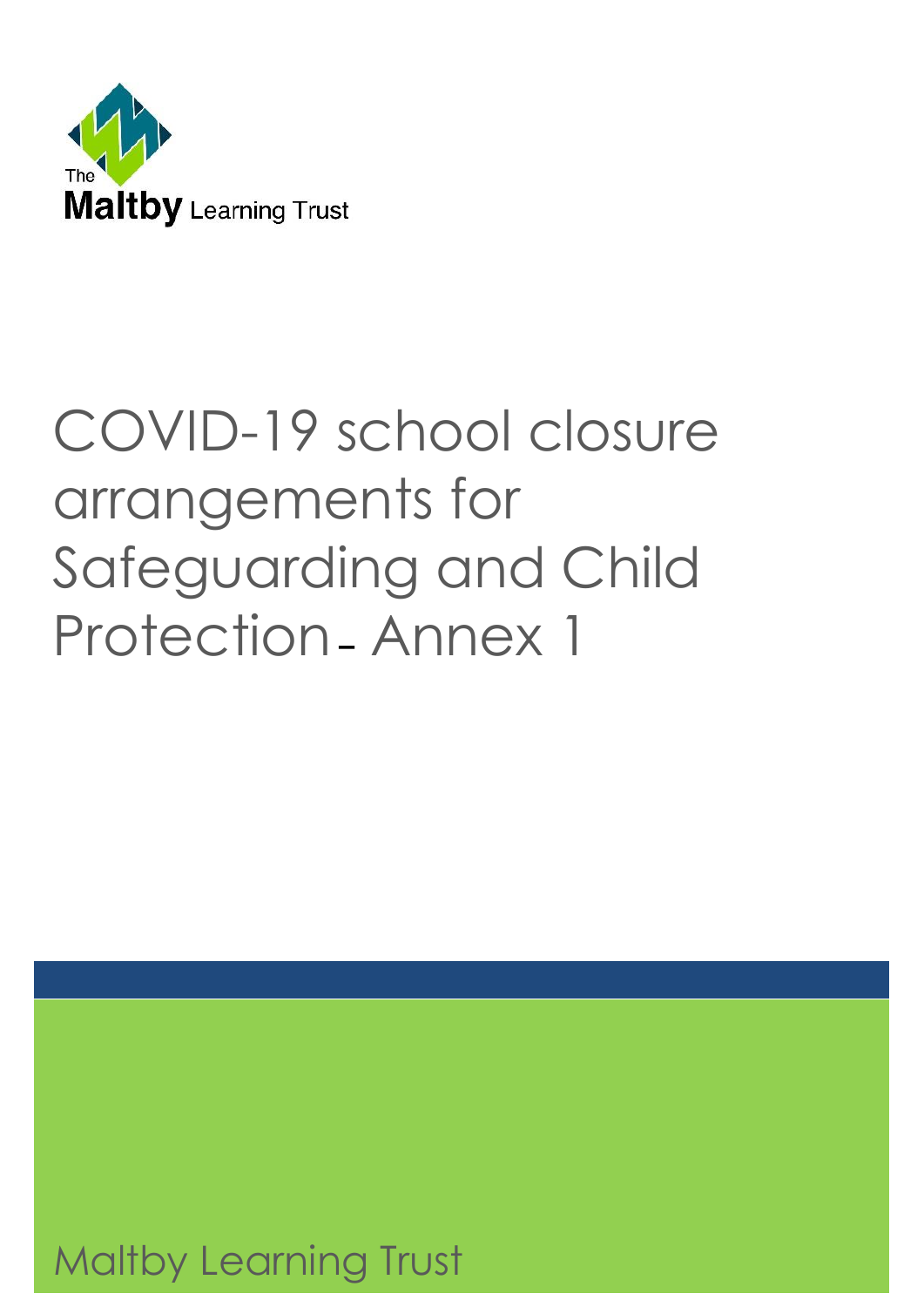The Maltby Learning Trust

# COVID-19 school closure arrangements for Safeguarding and Child Protection – Annex 1

Maltby Learning Trust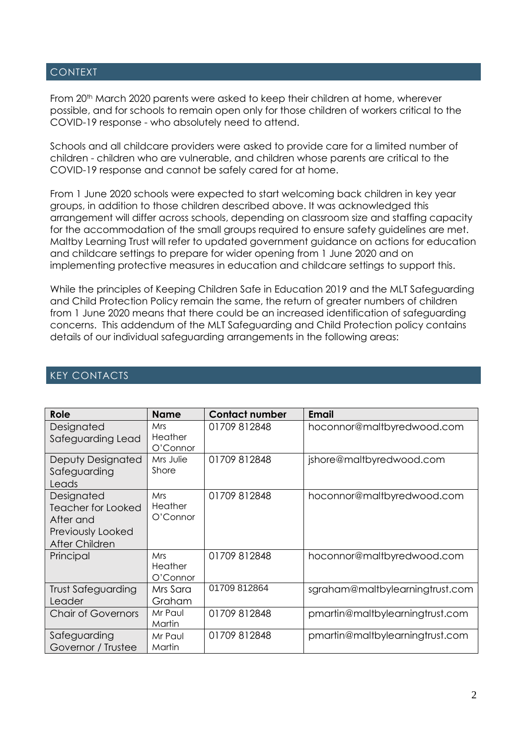## CONTEXT

From 20th March 2020 parents were asked to keep their children at home, wherever possible, and for schools to remain open only for those children of workers critical to the COVID-19 response - who absolutely need to attend.

Schools and all childcare providers were asked to provide care for a limited number of children - children who are vulnerable, and children whose parents are critical to the COVID-19 response and cannot be safely cared for at home.

From 1 June 2020 schools were expected to start welcoming back children in key year groups, in addition to those children described above. It was acknowledged this arrangement will differ across schools, depending on classroom size and staffing capacity for the accommodation of the small groups required to ensure safety guidelines are met. Maltby Learning Trust will refer to updated government guidance on actions for education and childcare settings to prepare for wider opening from 1 June 2020 and on implementing protective measures in education and childcare settings to support this.

While the principles of Keeping Children Safe in Education 2019 and the MLT Safeguarding and Child Protection Policy remain the same, the return of greater numbers of children from 1 June 2020 means that there could be an increased identification of safeguarding concerns. This addendum of the MLT Safeguarding and Child Protection policy contains details of our individual safeguarding arrangements in the following areas:

## KEY CONTACTS

| Role | Name | Contact number | Email |
|---|---|---|---|
| Designated Safeguarding Lead | Mrs Heather O'Connor | 01709 812848 | hoconnor@maltbyredwood.com |
| Deputy Designated Safeguarding Leads | Mrs Julie Shore | 01709 812848 | jshore@maltbyredwood.com |
| Designated Teacher for Looked After and Previously Looked After Children | Mrs Heather O'Connor | 01709 812848 | hoconnor@maltbyredwood.com |
| Principal | Mrs Heather O'Connor | 01709 812848 | hoconnor@maltbyredwood.com |
| Trust Safeguarding Leader | Mrs Sara Graham | 01709 812864 | sgraham@maltbylearningtrust.com |
| Chair of Governors | Mr Paul Martin | 01709 812848 | pmartin@maltbylearningtrust.com |
| Safeguarding Governor / Trustee | Mr Paul Martin | 01709 812848 | pmartin@maltbylearningtrust.com |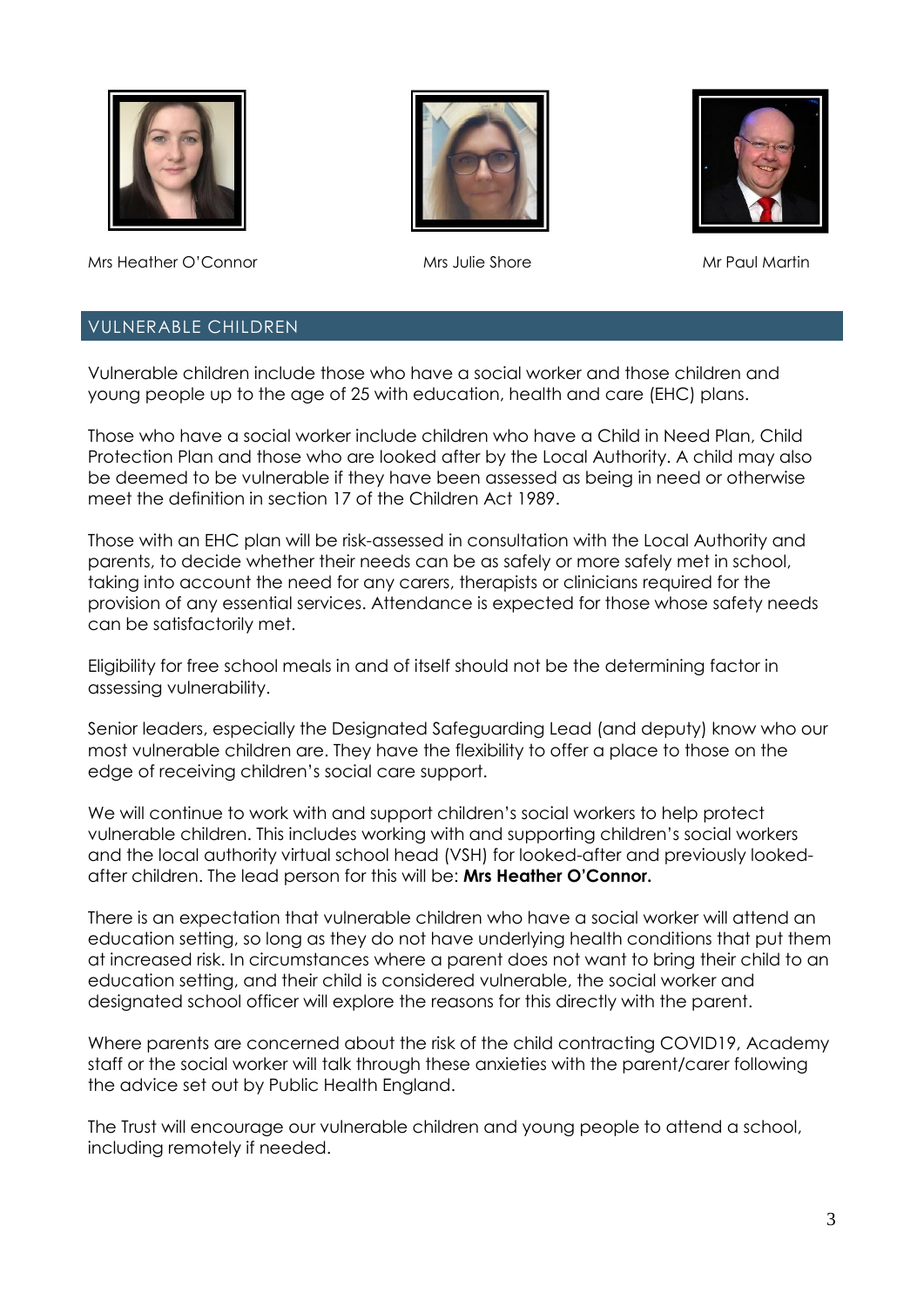Mrs Heather O'Connor

Mrs Julie Shore

Mr Paul Martin

## VULNERABLE CHILDREN

Vulnerable children include those who have a social worker and those children and young people up to the age of 25 with education, health and care (EHC) plans.

Those who have a social worker include children who have a Child in Need Plan, Child Protection Plan and those who are looked after by the Local Authority. A child may also be deemed to be vulnerable if they have been assessed as being in need or otherwise meet the definition in section 17 of the Children Act 1989.

Those with an EHC plan will be risk-assessed in consultation with the Local Authority and parents, to decide whether their needs can be as safely or more safely met in school, taking into account the need for any carers, therapists or clinicians required for the provision of any essential services. Attendance is expected for those whose safety needs can be satisfactorily met.

Eligibility for free school meals in and of itself should not be the determining factor in assessing vulnerability.

Senior leaders, especially the Designated Safeguarding Lead (and deputy) know who our most vulnerable children are. They have the flexibility to offer a place to those on the edge of receiving children's social care support.

We will continue to work with and support children's social workers to help protect vulnerable children. This includes working with and supporting children's social workers and the local authority virtual school head (VSH) for looked-after and previously looked-after children. The lead person for this will be: **Mrs Heather O'Connor.**

There is an expectation that vulnerable children who have a social worker will attend an education setting, so long as they do not have underlying health conditions that put them at increased risk. In circumstances where a parent does not want to bring their child to an education setting, and their child is considered vulnerable, the social worker and designated school officer will explore the reasons for this directly with the parent.

Where parents are concerned about the risk of the child contracting COVID19, Academy staff or the social worker will talk through these anxieties with the parent/carer following the advice set out by Public Health England.

The Trust will encourage our vulnerable children and young people to attend a school, including remotely if needed.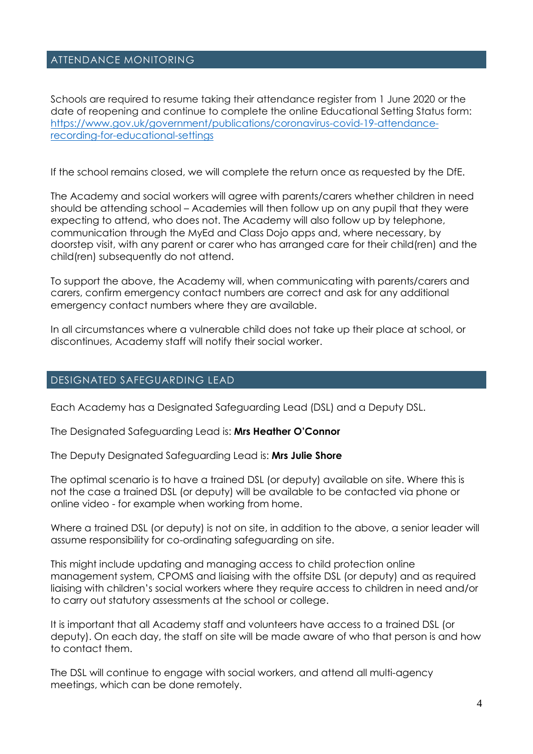## ATTENDANCE MONITORING

Schools are required to resume taking their attendance register from 1 June 2020 or the date of reopening and continue to complete the online Educational Setting Status form: [https://www.gov.uk/government/publications/coronavirus-covid-19-attendance-recording-for-educational-settings](https://www.gov.uk/government/publications/coronavirus-covid-19-attendance-recording-for-educational-settings)

If the school remains closed, we will complete the return once as requested by the DfE.

The Academy and social workers will agree with parents/carers whether children in need should be attending school – Academies will then follow up on any pupil that they were expecting to attend, who does not. The Academy will also follow up by telephone, communication through the MyEd and Class Dojo apps and, where necessary, by doorstep visit, with any parent or carer who has arranged care for their child(ren) and the child(ren) subsequently do not attend.

To support the above, the Academy will, when communicating with parents/carers and carers, confirm emergency contact numbers are correct and ask for any additional emergency contact numbers where they are available.

In all circumstances where a vulnerable child does not take up their place at school, or discontinues, Academy staff will notify their social worker.

## DESIGNATED SAFEGUARDING LEAD

Each Academy has a Designated Safeguarding Lead (DSL) and a Deputy DSL.

The Designated Safeguarding Lead is: **Mrs Heather O'Connor**

The Deputy Designated Safeguarding Lead is: **Mrs Julie Shore**

The optimal scenario is to have a trained DSL (or deputy) available on site. Where this is not the case a trained DSL (or deputy) will be available to be contacted via phone or online video - for example when working from home.

Where a trained DSL (or deputy) is not on site, in addition to the above, a senior leader will assume responsibility for co-ordinating safeguarding on site.

This might include updating and managing access to child protection online management system, CPOMS and liaising with the offsite DSL (or deputy) and as required liaising with children's social workers where they require access to children in need and/or to carry out statutory assessments at the school or college.

It is important that all Academy staff and volunteers have access to a trained DSL (or deputy). On each day, the staff on site will be made aware of who that person is and how to contact them.

The DSL will continue to engage with social workers, and attend all multi-agency meetings, which can be done remotely.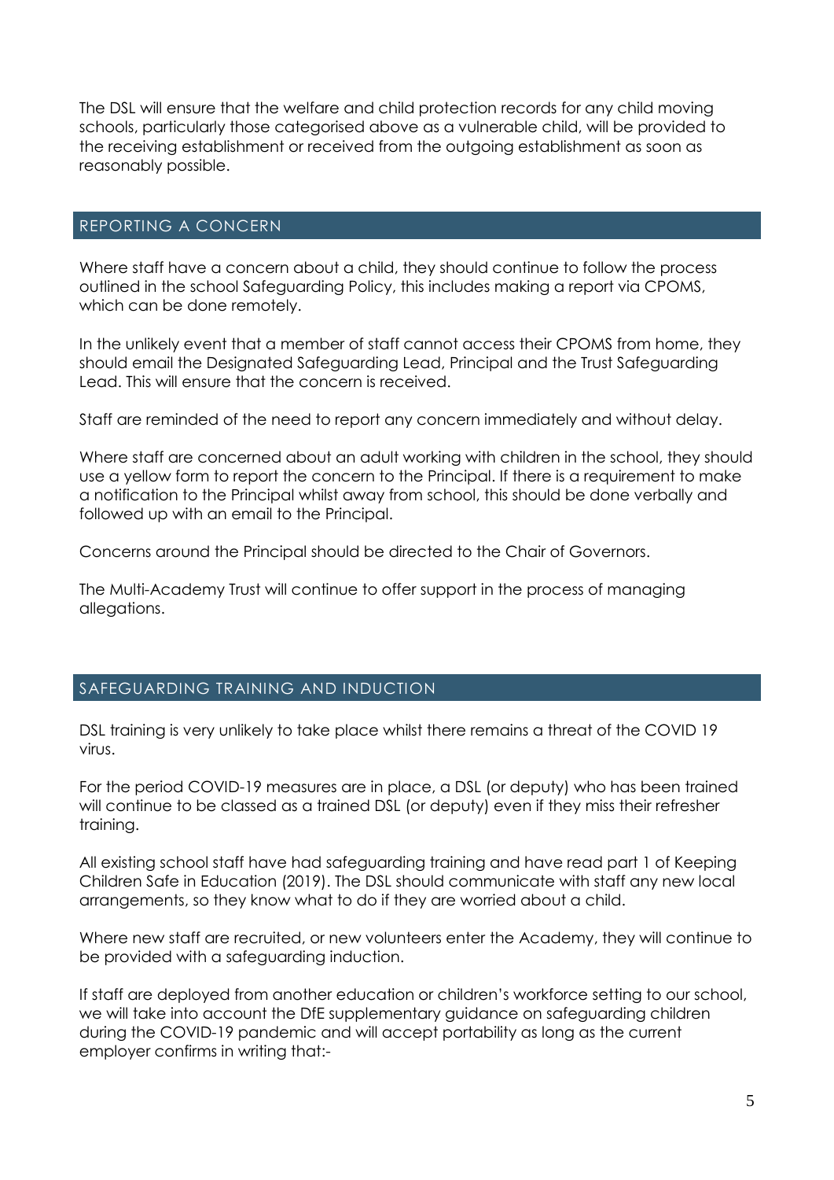The DSL will ensure that the welfare and child protection records for any child moving schools, particularly those categorised above as a vulnerable child, will be provided to the receiving establishment or received from the outgoing establishment as soon as reasonably possible.

## REPORTING A CONCERN

Where staff have a concern about a child, they should continue to follow the process outlined in the school Safeguarding Policy, this includes making a report via CPOMS, which can be done remotely.

In the unlikely event that a member of staff cannot access their CPOMS from home, they should email the Designated Safeguarding Lead, Principal and the Trust Safeguarding Lead. This will ensure that the concern is received.

Staff are reminded of the need to report any concern immediately and without delay.

Where staff are concerned about an adult working with children in the school, they should use a yellow form to report the concern to the Principal. If there is a requirement to make a notification to the Principal whilst away from school, this should be done verbally and followed up with an email to the Principal.

Concerns around the Principal should be directed to the Chair of Governors.

The Multi-Academy Trust will continue to offer support in the process of managing allegations.

## SAFEGUARDING TRAINING AND INDUCTION

DSL training is very unlikely to take place whilst there remains a threat of the COVID 19 virus.

For the period COVID-19 measures are in place, a DSL (or deputy) who has been trained will continue to be classed as a trained DSL (or deputy) even if they miss their refresher training.

All existing school staff have had safeguarding training and have read part 1 of Keeping Children Safe in Education (2019). The DSL should communicate with staff any new local arrangements, so they know what to do if they are worried about a child.

Where new staff are recruited, or new volunteers enter the Academy, they will continue to be provided with a safeguarding induction.

If staff are deployed from another education or children's workforce setting to our school, we will take into account the DfE supplementary guidance on safeguarding children during the COVID-19 pandemic and will accept portability as long as the current employer confirms in writing that:-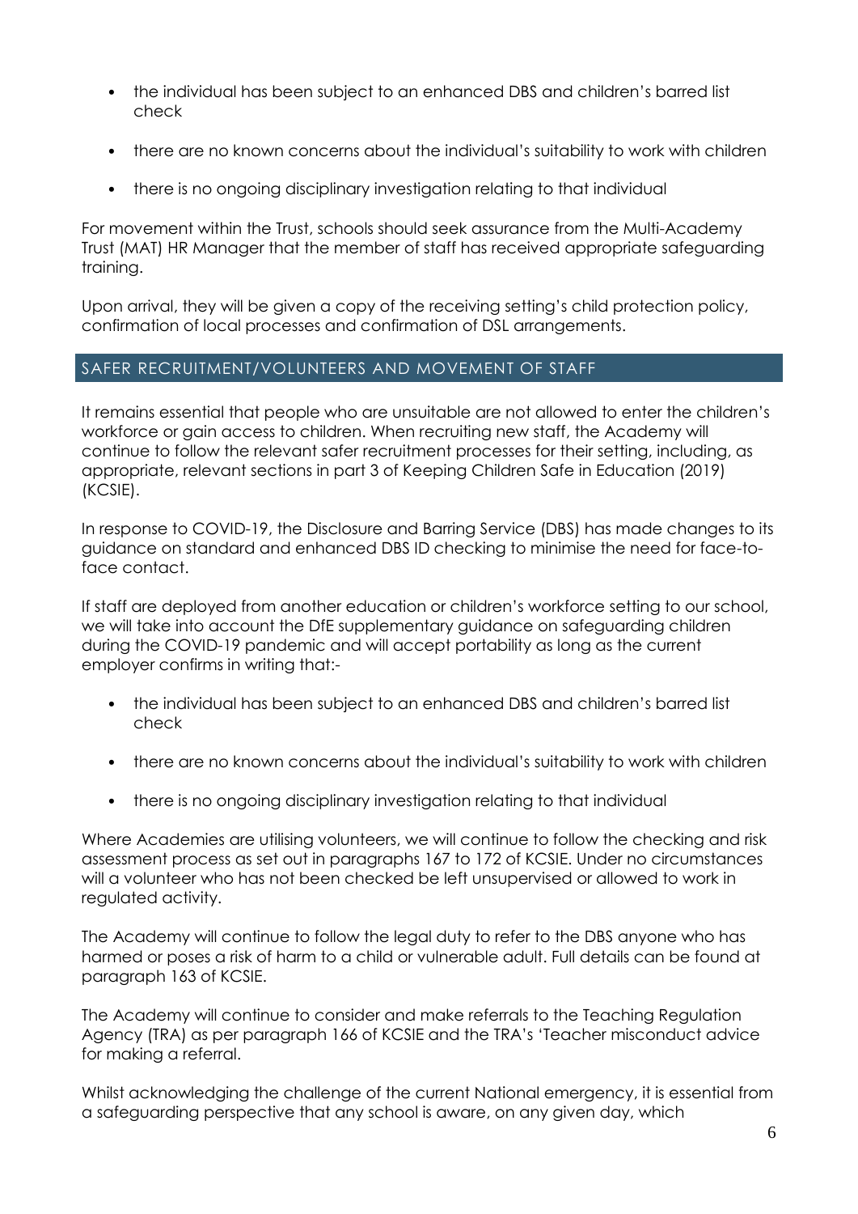- the individual has been subject to an enhanced DBS and children's barred list check
- there are no known concerns about the individual's suitability to work with children
- there is no ongoing disciplinary investigation relating to that individual

For movement within the Trust, schools should seek assurance from the Multi-Academy Trust (MAT) HR Manager that the member of staff has received appropriate safeguarding training.

Upon arrival, they will be given a copy of the receiving setting's child protection policy, confirmation of local processes and confirmation of DSL arrangements.

## SAFER RECRUITMENT/VOLUNTEERS AND MOVEMENT OF STAFF

It remains essential that people who are unsuitable are not allowed to enter the children's workforce or gain access to children. When recruiting new staff, the Academy will continue to follow the relevant safer recruitment processes for their setting, including, as appropriate, relevant sections in part 3 of Keeping Children Safe in Education (2019) (KCSIE).

In response to COVID-19, the Disclosure and Barring Service (DBS) has made changes to its guidance on standard and enhanced DBS ID checking to minimise the need for face-to-face contact.

If staff are deployed from another education or children's workforce setting to our school, we will take into account the DfE supplementary guidance on safeguarding children during the COVID-19 pandemic and will accept portability as long as the current employer confirms in writing that:-

- the individual has been subject to an enhanced DBS and children's barred list check
- there are no known concerns about the individual's suitability to work with children
- there is no ongoing disciplinary investigation relating to that individual

Where Academies are utilising volunteers, we will continue to follow the checking and risk assessment process as set out in paragraphs 167 to 172 of KCSIE. Under no circumstances will a volunteer who has not been checked be left unsupervised or allowed to work in regulated activity.

The Academy will continue to follow the legal duty to refer to the DBS anyone who has harmed or poses a risk of harm to a child or vulnerable adult. Full details can be found at paragraph 163 of KCSIE.

The Academy will continue to consider and make referrals to the Teaching Regulation Agency (TRA) as per paragraph 166 of KCSIE and the TRA's 'Teacher misconduct advice for making a referral.

Whilst acknowledging the challenge of the current National emergency, it is essential from a safeguarding perspective that any school is aware, on any given day, which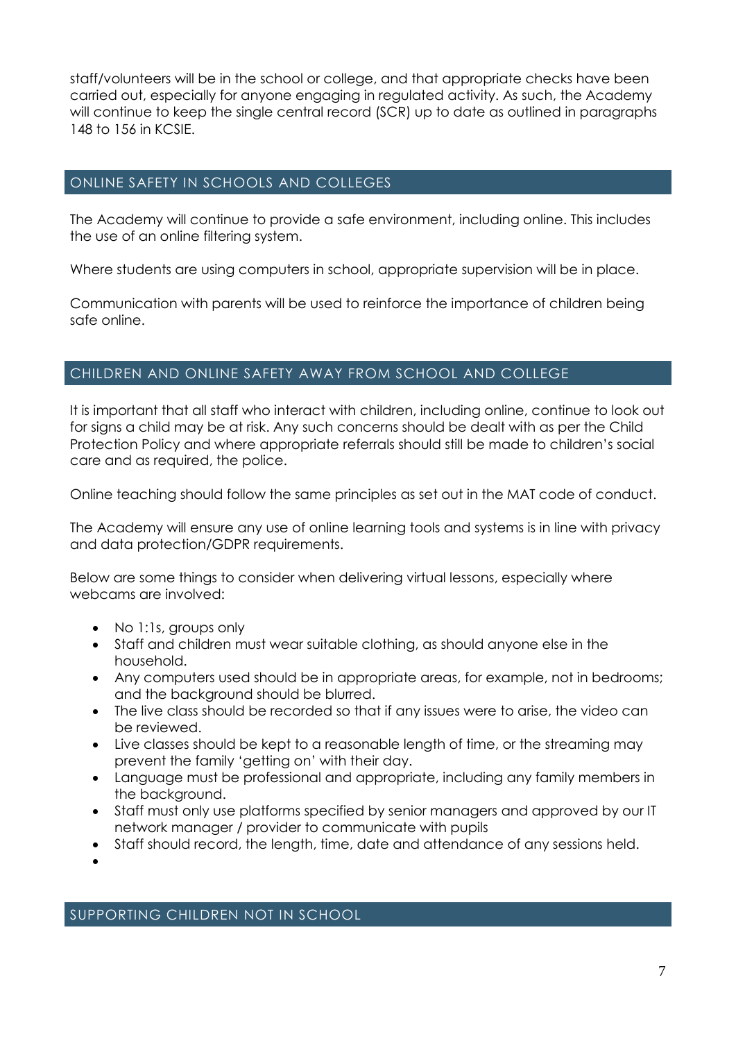staff/volunteers will be in the school or college, and that appropriate checks have been carried out, especially for anyone engaging in regulated activity. As such, the Academy will continue to keep the single central record (SCR) up to date as outlined in paragraphs 148 to 156 in KCSIE.

## ONLINE SAFETY IN SCHOOLS AND COLLEGES

The Academy will continue to provide a safe environment, including online. This includes the use of an online filtering system.

Where students are using computers in school, appropriate supervision will be in place.

Communication with parents will be used to reinforce the importance of children being safe online.

## CHILDREN AND ONLINE SAFETY AWAY FROM SCHOOL AND COLLEGE

It is important that all staff who interact with children, including online, continue to look out for signs a child may be at risk. Any such concerns should be dealt with as per the Child Protection Policy and where appropriate referrals should still be made to children's social care and as required, the police.

Online teaching should follow the same principles as set out in the MAT code of conduct.

The Academy will ensure any use of online learning tools and systems is in line with privacy and data protection/GDPR requirements.

Below are some things to consider when delivering virtual lessons, especially where webcams are involved:

- No 1:1s, groups only
- Staff and children must wear suitable clothing, as should anyone else in the household.
- Any computers used should be in appropriate areas, for example, not in bedrooms; and the background should be blurred.
- The live class should be recorded so that if any issues were to arise, the video can be reviewed.
- Live classes should be kept to a reasonable length of time, or the streaming may prevent the family 'getting on' with their day.
- Language must be professional and appropriate, including any family members in the background.
- Staff must only use platforms specified by senior managers and approved by our IT network manager / provider to communicate with pupils
- Staff should record, the length, time, date and attendance of any sessions held.

## SUPPORTING CHILDREN NOT IN SCHOOL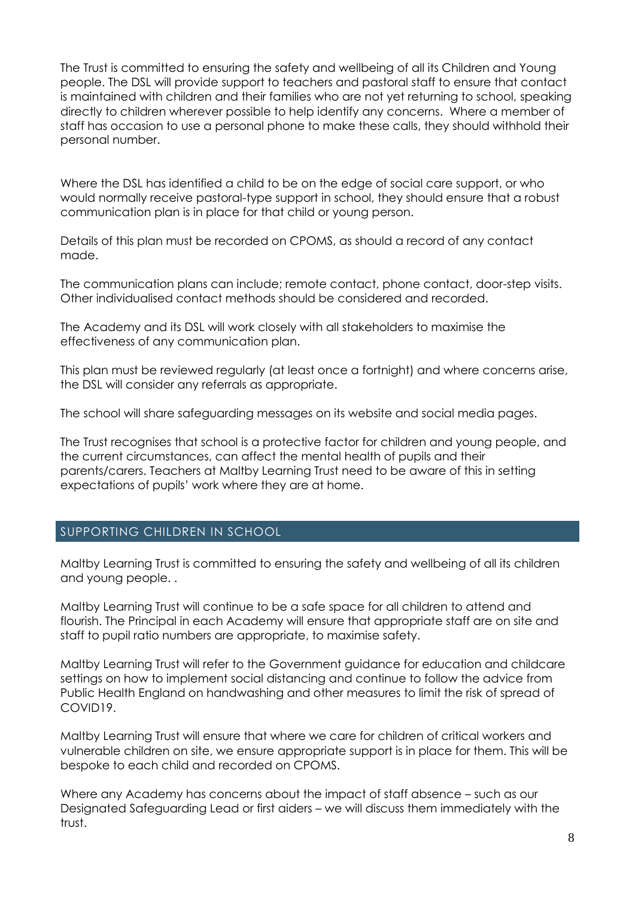The Trust is committed to ensuring the safety and wellbeing of all its Children and Young people. The DSL will provide support to teachers and pastoral staff to ensure that contact is maintained with children and their families who are not yet returning to school, speaking directly to children wherever possible to help identify any concerns. Where a member of staff has occasion to use a personal phone to make these calls, they should withhold their personal number.

Where the DSL has identified a child to be on the edge of social care support, or who would normally receive pastoral-type support in school, they should ensure that a robust communication plan is in place for that child or young person.

Details of this plan must be recorded on CPOMS, as should a record of any contact made.

The communication plans can include; remote contact, phone contact, door-step visits. Other individualised contact methods should be considered and recorded.

The Academy and its DSL will work closely with all stakeholders to maximise the effectiveness of any communication plan.

This plan must be reviewed regularly (at least once a fortnight) and where concerns arise, the DSL will consider any referrals as appropriate.

The school will share safeguarding messages on its website and social media pages.

The Trust recognises that school is a protective factor for children and young people, and the current circumstances, can affect the mental health of pupils and their parents/carers. Teachers at Maltby Learning Trust need to be aware of this in setting expectations of pupils' work where they are at home.

## SUPPORTING CHILDREN IN SCHOOL

Maltby Learning Trust is committed to ensuring the safety and wellbeing of all its children and young people. .

Maltby Learning Trust will continue to be a safe space for all children to attend and flourish. The Principal in each Academy will ensure that appropriate staff are on site and staff to pupil ratio numbers are appropriate, to maximise safety.

Maltby Learning Trust will refer to the Government guidance for education and childcare settings on how to implement social distancing and continue to follow the advice from Public Health England on handwashing and other measures to limit the risk of spread of COVID19.

Maltby Learning Trust will ensure that where we care for children of critical workers and vulnerable children on site, we ensure appropriate support is in place for them. This will be bespoke to each child and recorded on CPOMS.

Where any Academy has concerns about the impact of staff absence – such as our Designated Safeguarding Lead or first aiders – we will discuss them immediately with the trust.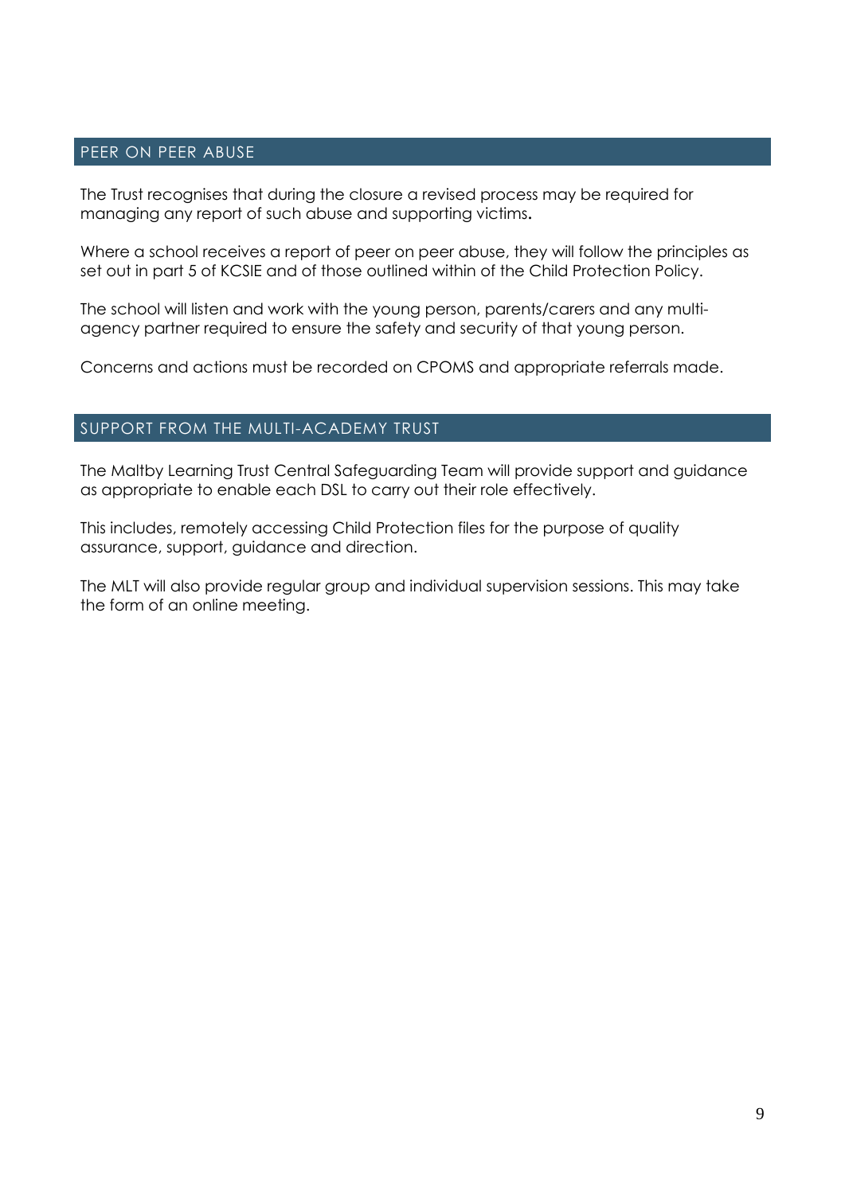## PEER ON PEER ABUSE

The Trust recognises that during the closure a revised process may be required for managing any report of such abuse and supporting victims.

Where a school receives a report of peer on peer abuse, they will follow the principles as set out in part 5 of KCSIE and of those outlined within of the Child Protection Policy.

The school will listen and work with the young person, parents/carers and any multi-agency partner required to ensure the safety and security of that young person.

Concerns and actions must be recorded on CPOMS and appropriate referrals made.

## SUPPORT FROM THE MULTI-ACADEMY TRUST

The Maltby Learning Trust Central Safeguarding Team will provide support and guidance as appropriate to enable each DSL to carry out their role effectively.

This includes, remotely accessing Child Protection files for the purpose of quality assurance, support, guidance and direction.

The MLT will also provide regular group and individual supervision sessions. This may take the form of an online meeting.